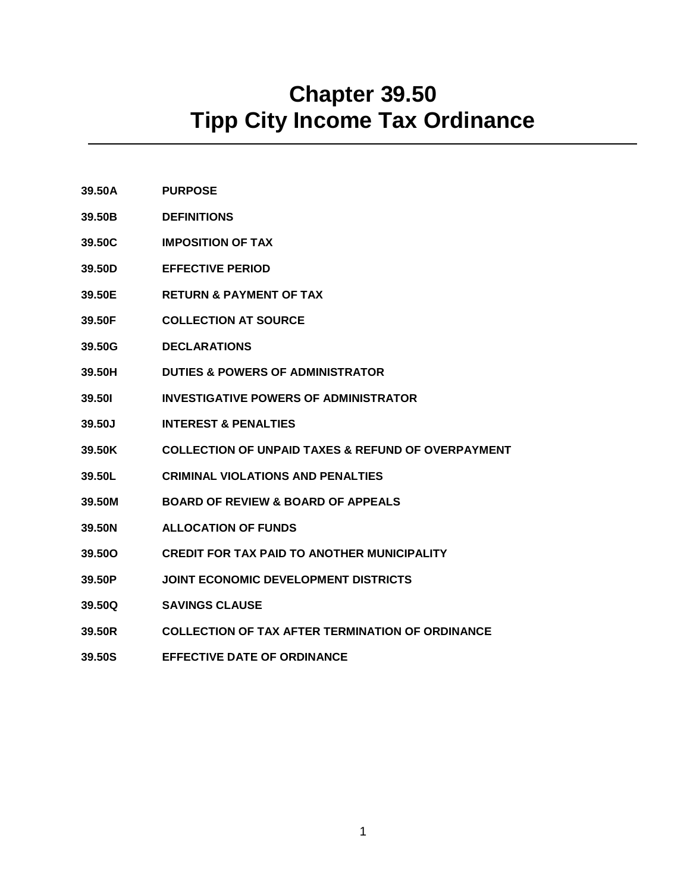# Chapter 39.50
# Tipp City Income Tax Ordinance

**39.50A** **PURPOSE**

**39.50B** **DEFINITIONS**

**39.50C** **IMPOSITION OF TAX**

**39.50D** **EFFECTIVE PERIOD**

**39.50E** **RETURN & PAYMENT OF TAX**

**39.50F** **COLLECTION AT SOURCE**

**39.50G** **DECLARATIONS**

**39.50H** **DUTIES & POWERS OF ADMINISTRATOR**

**39.50I** **INVESTIGATIVE POWERS OF ADMINISTRATOR**

**39.50J** **INTEREST & PENALTIES**

**39.50K** **COLLECTION OF UNPAID TAXES & REFUND OF OVERPAYMENT**

**39.50L** **CRIMINAL VIOLATIONS AND PENALTIES**

**39.50M** **BOARD OF REVIEW & BOARD OF APPEALS**

**39.50N** **ALLOCATION OF FUNDS**

**39.50O** **CREDIT FOR TAX PAID TO ANOTHER MUNICIPALITY**

**39.50P** **JOINT ECONOMIC DEVELOPMENT DISTRICTS**

**39.50Q** **SAVINGS CLAUSE**

**39.50R** **COLLECTION OF TAX AFTER TERMINATION OF ORDINANCE**

**39.50S** **EFFECTIVE DATE OF ORDINANCE**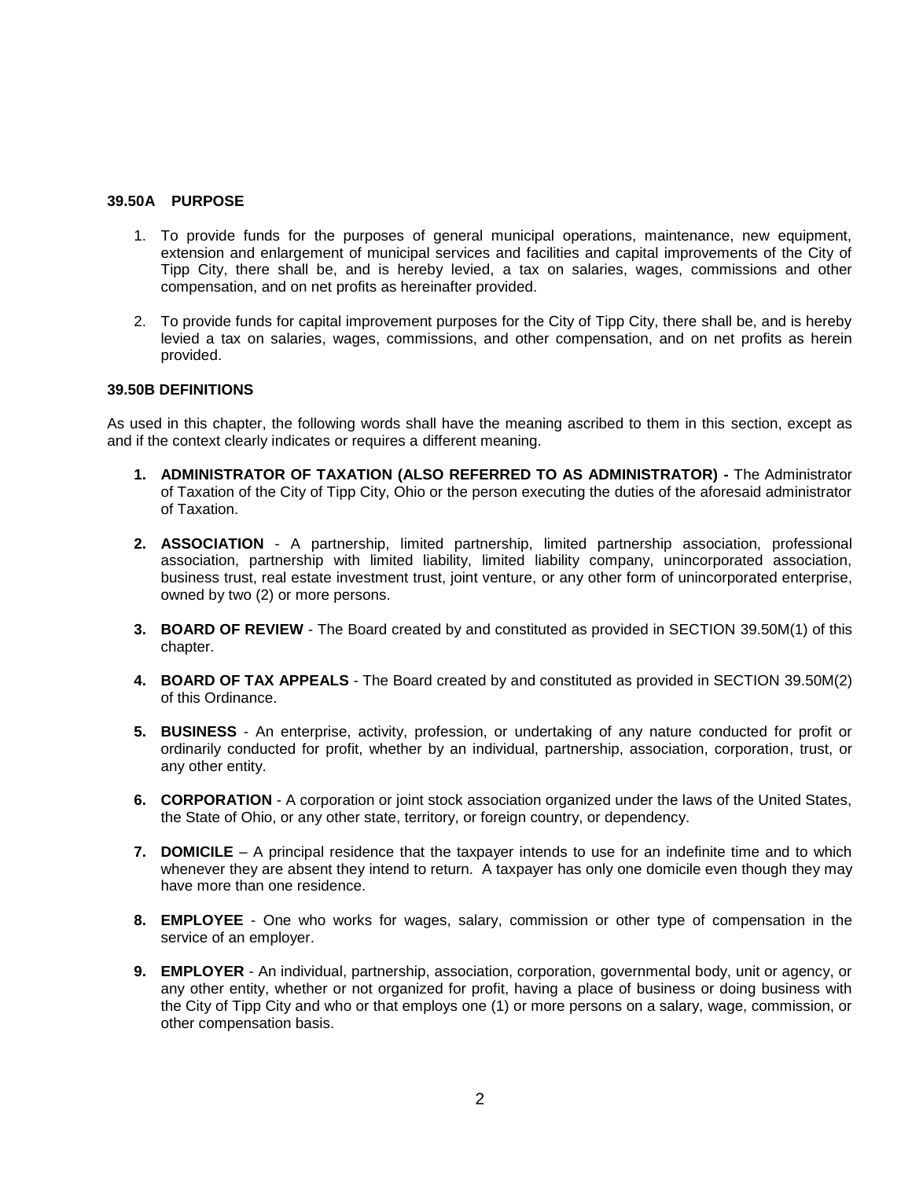### 39.50A PURPOSE

1. To provide funds for the purposes of general municipal operations, maintenance, new equipment, extension and enlargement of municipal services and facilities and capital improvements of the City of Tipp City, there shall be, and is hereby levied, a tax on salaries, wages, commissions and other compensation, and on net profits as hereinafter provided.

2. To provide funds for capital improvement purposes for the City of Tipp City, there shall be, and is hereby levied a tax on salaries, wages, commissions, and other compensation, and on net profits as herein provided.

### 39.50B DEFINITIONS

As used in this chapter, the following words shall have the meaning ascribed to them in this section, except as and if the context clearly indicates or requires a different meaning.

1. **ADMINISTRATOR OF TAXATION (ALSO REFERRED TO AS ADMINISTRATOR) -** The Administrator of Taxation of the City of Tipp City, Ohio or the person executing the duties of the aforesaid administrator of Taxation.

2. **ASSOCIATION** - A partnership, limited partnership, limited partnership association, professional association, partnership with limited liability, limited liability company, unincorporated association, business trust, real estate investment trust, joint venture, or any other form of unincorporated enterprise, owned by two (2) or more persons.

3. **BOARD OF REVIEW** - The Board created by and constituted as provided in SECTION 39.50M(1) of this chapter.

4. **BOARD OF TAX APPEALS** - The Board created by and constituted as provided in SECTION 39.50M(2) of this Ordinance.

5. **BUSINESS** - An enterprise, activity, profession, or undertaking of any nature conducted for profit or ordinarily conducted for profit, whether by an individual, partnership, association, corporation, trust, or any other entity.

6. **CORPORATION** - A corporation or joint stock association organized under the laws of the United States, the State of Ohio, or any other state, territory, or foreign country, or dependency.

7. **DOMICILE** – A principal residence that the taxpayer intends to use for an indefinite time and to which whenever they are absent they intend to return. A taxpayer has only one domicile even though they may have more than one residence.

8. **EMPLOYEE** - One who works for wages, salary, commission or other type of compensation in the service of an employer.

9. **EMPLOYER** - An individual, partnership, association, corporation, governmental body, unit or agency, or any other entity, whether or not organized for profit, having a place of business or doing business with the City of Tipp City and who or that employs one (1) or more persons on a salary, wage, commission, or other compensation basis.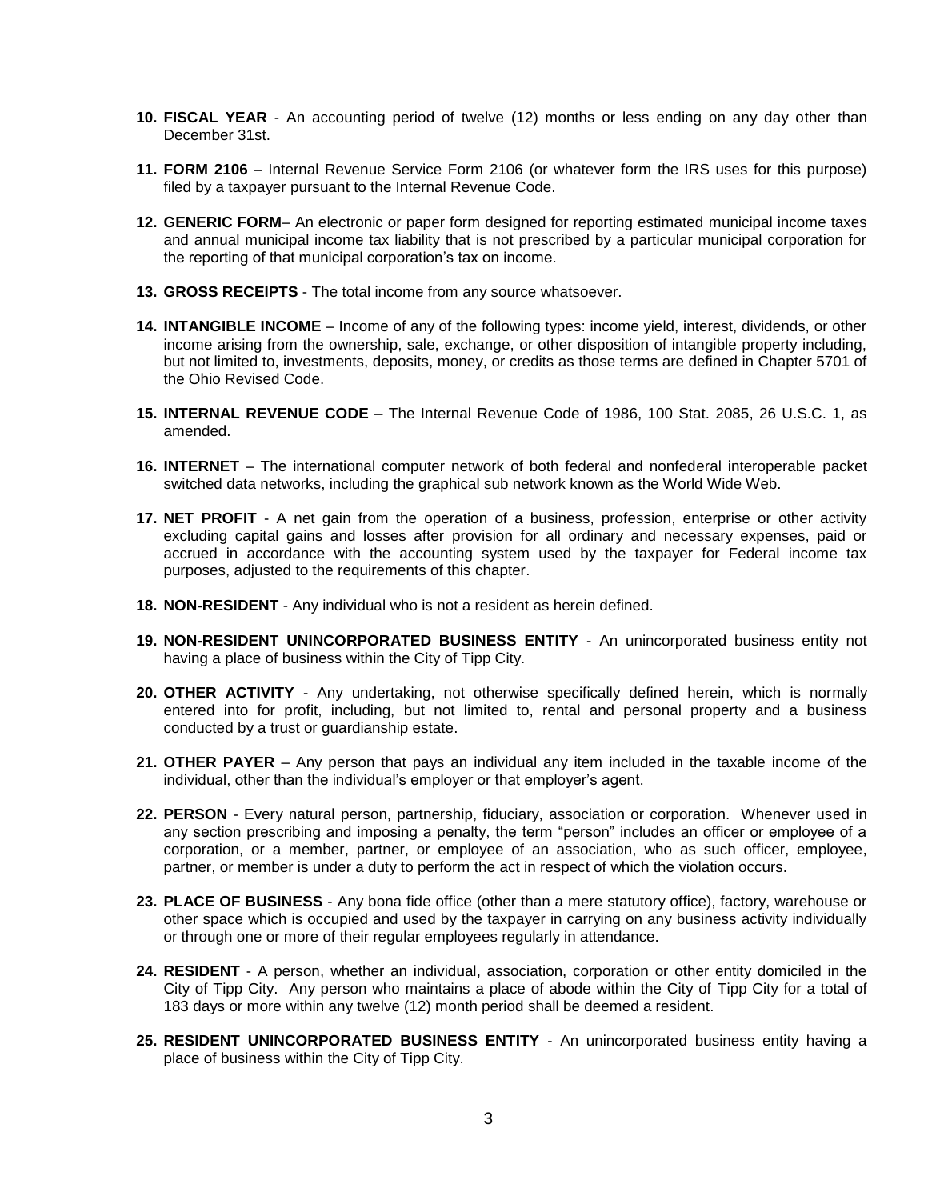10. **FISCAL YEAR** - An accounting period of twelve (12) months or less ending on any day other than December 31st.

11. **FORM 2106** – Internal Revenue Service Form 2106 (or whatever form the IRS uses for this purpose) filed by a taxpayer pursuant to the Internal Revenue Code.

12. **GENERIC FORM**– An electronic or paper form designed for reporting estimated municipal income taxes and annual municipal income tax liability that is not prescribed by a particular municipal corporation for the reporting of that municipal corporation's tax on income.

13. **GROSS RECEIPTS** - The total income from any source whatsoever.

14. **INTANGIBLE INCOME** – Income of any of the following types: income yield, interest, dividends, or other income arising from the ownership, sale, exchange, or other disposition of intangible property including, but not limited to, investments, deposits, money, or credits as those terms are defined in Chapter 5701 of the Ohio Revised Code.

15. **INTERNAL REVENUE CODE** – The Internal Revenue Code of 1986, 100 Stat. 2085, 26 U.S.C. 1, as amended.

16. **INTERNET** – The international computer network of both federal and nonfederal interoperable packet switched data networks, including the graphical sub network known as the World Wide Web.

17. **NET PROFIT** - A net gain from the operation of a business, profession, enterprise or other activity excluding capital gains and losses after provision for all ordinary and necessary expenses, paid or accrued in accordance with the accounting system used by the taxpayer for Federal income tax purposes, adjusted to the requirements of this chapter.

18. **NON-RESIDENT** - Any individual who is not a resident as herein defined.

19. **NON-RESIDENT UNINCORPORATED BUSINESS ENTITY** - An unincorporated business entity not having a place of business within the City of Tipp City.

20. **OTHER ACTIVITY** - Any undertaking, not otherwise specifically defined herein, which is normally entered into for profit, including, but not limited to, rental and personal property and a business conducted by a trust or guardianship estate.

21. **OTHER PAYER** – Any person that pays an individual any item included in the taxable income of the individual, other than the individual's employer or that employer's agent.

22. **PERSON** - Every natural person, partnership, fiduciary, association or corporation. Whenever used in any section prescribing and imposing a penalty, the term "person" includes an officer or employee of a corporation, or a member, partner, or employee of an association, who as such officer, employee, partner, or member is under a duty to perform the act in respect of which the violation occurs.

23. **PLACE OF BUSINESS** - Any bona fide office (other than a mere statutory office), factory, warehouse or other space which is occupied and used by the taxpayer in carrying on any business activity individually or through one or more of their regular employees regularly in attendance.

24. **RESIDENT** - A person, whether an individual, association, corporation or other entity domiciled in the City of Tipp City. Any person who maintains a place of abode within the City of Tipp City for a total of 183 days or more within any twelve (12) month period shall be deemed a resident.

25. **RESIDENT UNINCORPORATED BUSINESS ENTITY** - An unincorporated business entity having a place of business within the City of Tipp City.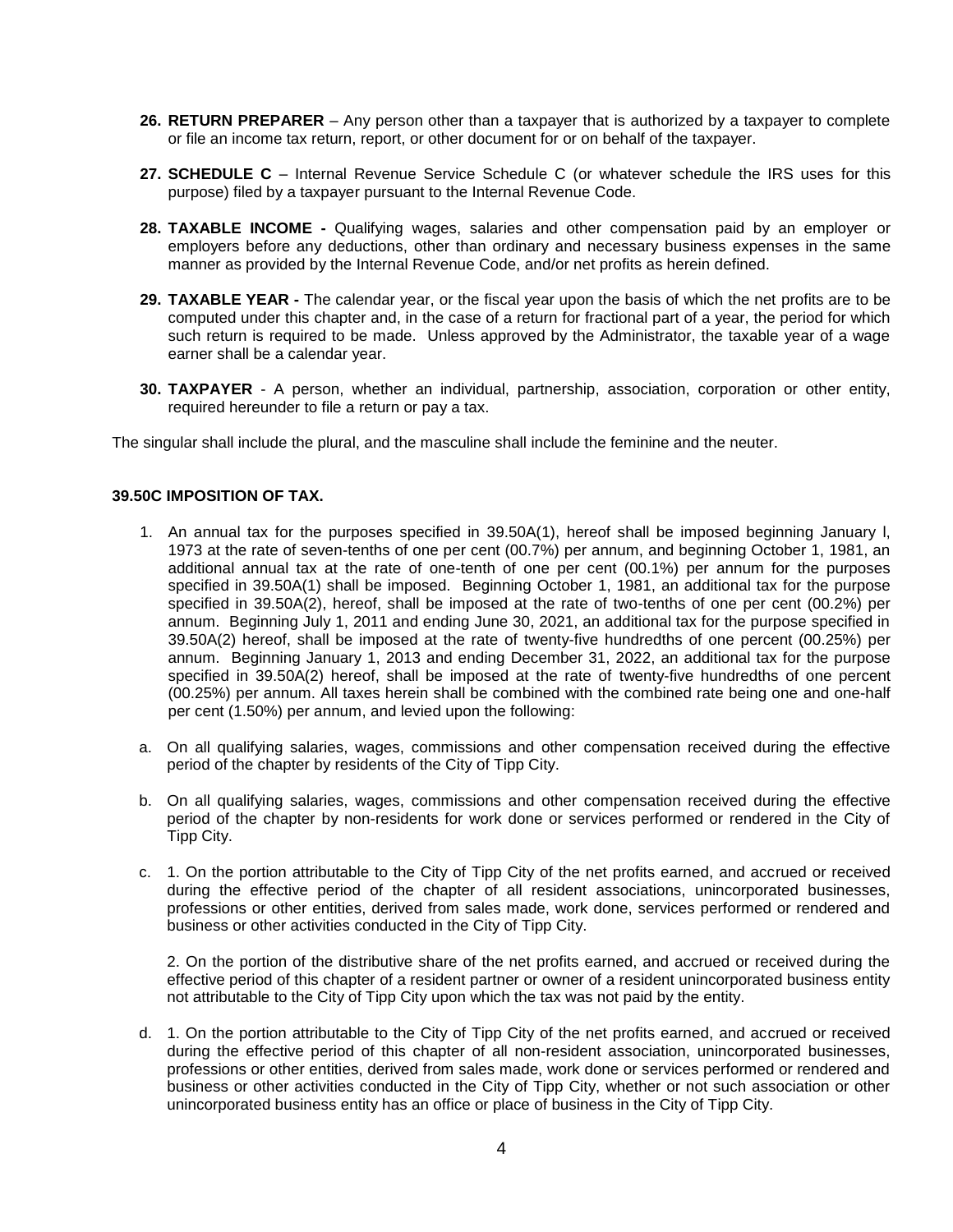26. **RETURN PREPARER** – Any person other than a taxpayer that is authorized by a taxpayer to complete or file an income tax return, report, or other document for or on behalf of the taxpayer.

27. **SCHEDULE C** – Internal Revenue Service Schedule C (or whatever schedule the IRS uses for this purpose) filed by a taxpayer pursuant to the Internal Revenue Code.

28. **TAXABLE INCOME -** Qualifying wages, salaries and other compensation paid by an employer or employers before any deductions, other than ordinary and necessary business expenses in the same manner as provided by the Internal Revenue Code, and/or net profits as herein defined.

29. **TAXABLE YEAR -** The calendar year, or the fiscal year upon the basis of which the net profits are to be computed under this chapter and, in the case of a return for fractional part of a year, the period for which such return is required to be made. Unless approved by the Administrator, the taxable year of a wage earner shall be a calendar year.

30. **TAXPAYER** - A person, whether an individual, partnership, association, corporation or other entity, required hereunder to file a return or pay a tax.

The singular shall include the plural, and the masculine shall include the feminine and the neuter.

**39.50C IMPOSITION OF TAX.**

1. An annual tax for the purposes specified in 39.50A(1), hereof shall be imposed beginning January l, 1973 at the rate of seven-tenths of one per cent (00.7%) per annum, and beginning October 1, 1981, an additional annual tax at the rate of one-tenth of one per cent (00.1%) per annum for the purposes specified in 39.50A(1) shall be imposed. Beginning October 1, 1981, an additional tax for the purpose specified in 39.50A(2), hereof, shall be imposed at the rate of two-tenths of one per cent (00.2%) per annum. Beginning July 1, 2011 and ending June 30, 2021, an additional tax for the purpose specified in 39.50A(2) hereof, shall be imposed at the rate of twenty-five hundredths of one percent (00.25%) per annum. Beginning January 1, 2013 and ending December 31, 2022, an additional tax for the purpose specified in 39.50A(2) hereof, shall be imposed at the rate of twenty-five hundredths of one percent (00.25%) per annum. All taxes herein shall be combined with the combined rate being one and one-half per cent (1.50%) per annum, and levied upon the following:

a. On all qualifying salaries, wages, commissions and other compensation received during the effective period of the chapter by residents of the City of Tipp City.

b. On all qualifying salaries, wages, commissions and other compensation received during the effective period of the chapter by non-residents for work done or services performed or rendered in the City of Tipp City.

c. 1. On the portion attributable to the City of Tipp City of the net profits earned, and accrued or received during the effective period of the chapter of all resident associations, unincorporated businesses, professions or other entities, derived from sales made, work done, services performed or rendered and business or other activities conducted in the City of Tipp City.

   2. On the portion of the distributive share of the net profits earned, and accrued or received during the effective period of this chapter of a resident partner or owner of a resident unincorporated business entity not attributable to the City of Tipp City upon which the tax was not paid by the entity.

d. 1. On the portion attributable to the City of Tipp City of the net profits earned, and accrued or received during the effective period of this chapter of all non-resident association, unincorporated businesses, professions or other entities, derived from sales made, work done or services performed or rendered and business or other activities conducted in the City of Tipp City, whether or not such association or other unincorporated business entity has an office or place of business in the City of Tipp City.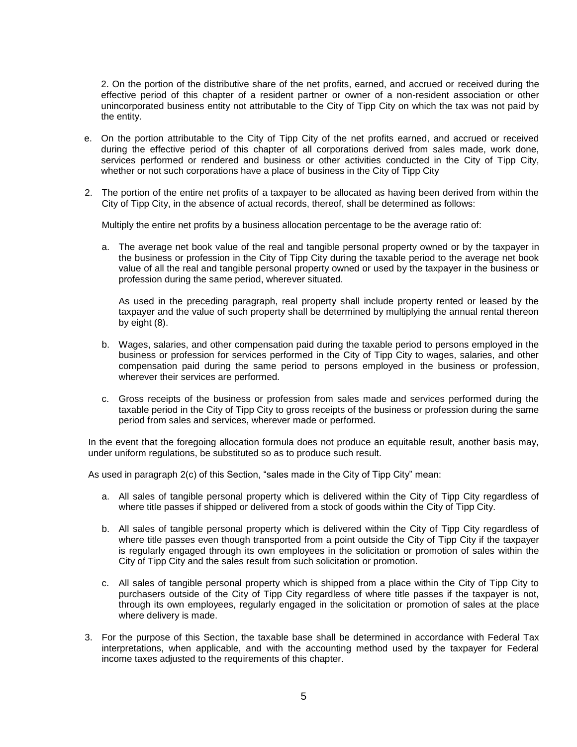2. On the portion of the distributive share of the net profits, earned, and accrued or received during the effective period of this chapter of a resident partner or owner of a non-resident association or other unincorporated business entity not attributable to the City of Tipp City on which the tax was not paid by the entity.

e. On the portion attributable to the City of Tipp City of the net profits earned, and accrued or received during the effective period of this chapter of all corporations derived from sales made, work done, services performed or rendered and business or other activities conducted in the City of Tipp City, whether or not such corporations have a place of business in the City of Tipp City

2. The portion of the entire net profits of a taxpayer to be allocated as having been derived from within the City of Tipp City, in the absence of actual records, thereof, shall be determined as follows:

   Multiply the entire net profits by a business allocation percentage to be the average ratio of:

   a. The average net book value of the real and tangible personal property owned or by the taxpayer in the business or profession in the City of Tipp City during the taxable period to the average net book value of all the real and tangible personal property owned or used by the taxpayer in the business or profession during the same period, wherever situated.

      As used in the preceding paragraph, real property shall include property rented or leased by the taxpayer and the value of such property shall be determined by multiplying the annual rental thereon by eight (8).

   b. Wages, salaries, and other compensation paid during the taxable period to persons employed in the business or profession for services performed in the City of Tipp City to wages, salaries, and other compensation paid during the same period to persons employed in the business or profession, wherever their services are performed.

   c. Gross receipts of the business or profession from sales made and services performed during the taxable period in the City of Tipp City to gross receipts of the business or profession during the same period from sales and services, wherever made or performed.

   In the event that the foregoing allocation formula does not produce an equitable result, another basis may, under uniform regulations, be substituted so as to produce such result.

   As used in paragraph 2(c) of this Section, "sales made in the City of Tipp City" mean:

   a. All sales of tangible personal property which is delivered within the City of Tipp City regardless of where title passes if shipped or delivered from a stock of goods within the City of Tipp City.

   b. All sales of tangible personal property which is delivered within the City of Tipp City regardless of where title passes even though transported from a point outside the City of Tipp City if the taxpayer is regularly engaged through its own employees in the solicitation or promotion of sales within the City of Tipp City and the sales result from such solicitation or promotion.

   c. All sales of tangible personal property which is shipped from a place within the City of Tipp City to purchasers outside of the City of Tipp City regardless of where title passes if the taxpayer is not, through its own employees, regularly engaged in the solicitation or promotion of sales at the place where delivery is made.

3. For the purpose of this Section, the taxable base shall be determined in accordance with Federal Tax interpretations, when applicable, and with the accounting method used by the taxpayer for Federal income taxes adjusted to the requirements of this chapter.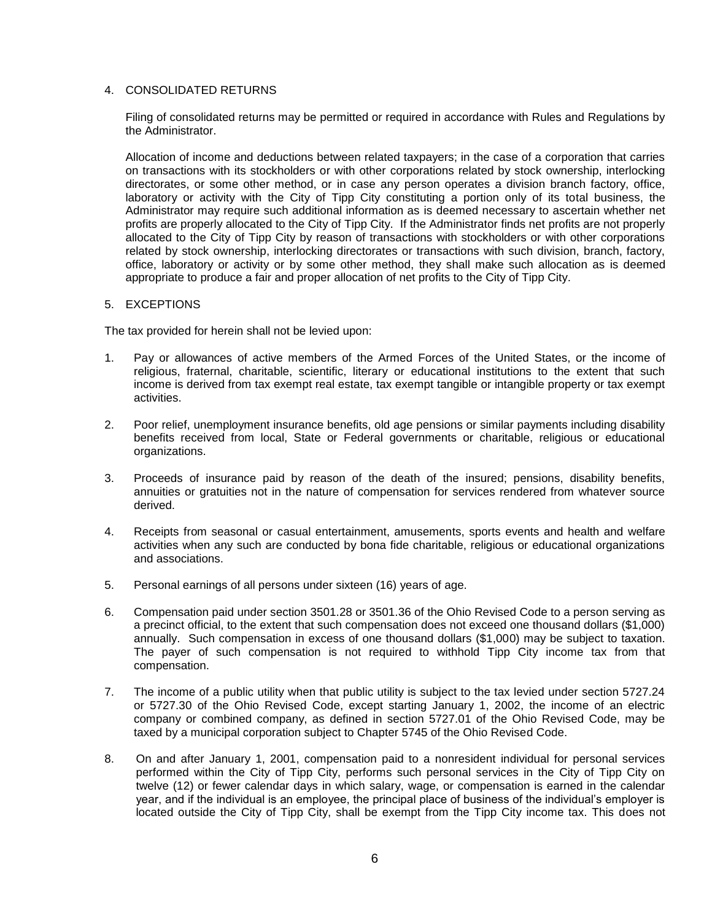## 4. CONSOLIDATED RETURNS

Filing of consolidated returns may be permitted or required in accordance with Rules and Regulations by the Administrator.

Allocation of income and deductions between related taxpayers; in the case of a corporation that carries on transactions with its stockholders or with other corporations related by stock ownership, interlocking directorates, or some other method, or in case any person operates a division branch factory, office, laboratory or activity with the City of Tipp City constituting a portion only of its total business, the Administrator may require such additional information as is deemed necessary to ascertain whether net profits are properly allocated to the City of Tipp City. If the Administrator finds net profits are not properly allocated to the City of Tipp City by reason of transactions with stockholders or with other corporations related by stock ownership, interlocking directorates or transactions with such division, branch, factory, office, laboratory or activity or by some other method, they shall make such allocation as is deemed appropriate to produce a fair and proper allocation of net profits to the City of Tipp City.

## 5. EXCEPTIONS

The tax provided for herein shall not be levied upon:

1. Pay or allowances of active members of the Armed Forces of the United States, or the income of religious, fraternal, charitable, scientific, literary or educational institutions to the extent that such income is derived from tax exempt real estate, tax exempt tangible or intangible property or tax exempt activities.

2. Poor relief, unemployment insurance benefits, old age pensions or similar payments including disability benefits received from local, State or Federal governments or charitable, religious or educational organizations.

3. Proceeds of insurance paid by reason of the death of the insured; pensions, disability benefits, annuities or gratuities not in the nature of compensation for services rendered from whatever source derived.

4. Receipts from seasonal or casual entertainment, amusements, sports events and health and welfare activities when any such are conducted by bona fide charitable, religious or educational organizations and associations.

5. Personal earnings of all persons under sixteen (16) years of age.

6. Compensation paid under section 3501.28 or 3501.36 of the Ohio Revised Code to a person serving as a precinct official, to the extent that such compensation does not exceed one thousand dollars ($1,000) annually. Such compensation in excess of one thousand dollars ($1,000) may be subject to taxation. The payer of such compensation is not required to withhold Tipp City income tax from that compensation.

7. The income of a public utility when that public utility is subject to the tax levied under section 5727.24 or 5727.30 of the Ohio Revised Code, except starting January 1, 2002, the income of an electric company or combined company, as defined in section 5727.01 of the Ohio Revised Code, may be taxed by a municipal corporation subject to Chapter 5745 of the Ohio Revised Code.

8. On and after January 1, 2001, compensation paid to a nonresident individual for personal services performed within the City of Tipp City, performs such personal services in the City of Tipp City on twelve (12) or fewer calendar days in which salary, wage, or compensation is earned in the calendar year, and if the individual is an employee, the principal place of business of the individual's employer is located outside the City of Tipp City, shall be exempt from the Tipp City income tax. This does not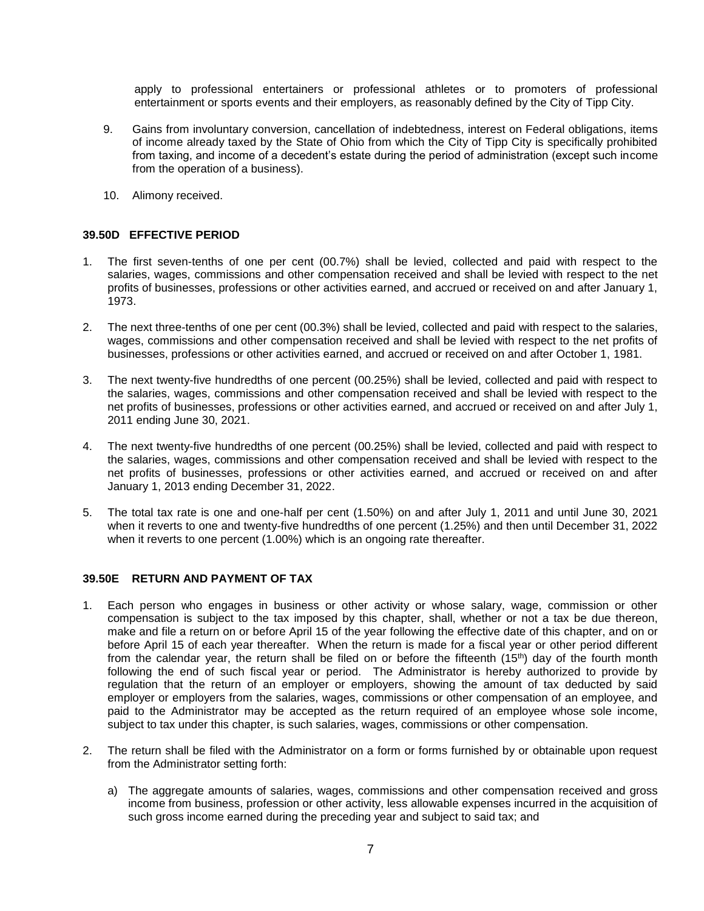apply to professional entertainers or professional athletes or to promoters of professional entertainment or sports events and their employers, as reasonably defined by the City of Tipp City.

9. Gains from involuntary conversion, cancellation of indebtedness, interest on Federal obligations, items of income already taxed by the State of Ohio from which the City of Tipp City is specifically prohibited from taxing, and income of a decedent's estate during the period of administration (except such income from the operation of a business).

10. Alimony received.

### 39.50D EFFECTIVE PERIOD

1. The first seven-tenths of one per cent (00.7%) shall be levied, collected and paid with respect to the salaries, wages, commissions and other compensation received and shall be levied with respect to the net profits of businesses, professions or other activities earned, and accrued or received on and after January 1, 1973.

2. The next three-tenths of one per cent (00.3%) shall be levied, collected and paid with respect to the salaries, wages, commissions and other compensation received and shall be levied with respect to the net profits of businesses, professions or other activities earned, and accrued or received on and after October 1, 1981.

3. The next twenty-five hundredths of one percent (00.25%) shall be levied, collected and paid with respect to the salaries, wages, commissions and other compensation received and shall be levied with respect to the net profits of businesses, professions or other activities earned, and accrued or received on and after July 1, 2011 ending June 30, 2021.

4. The next twenty-five hundredths of one percent (00.25%) shall be levied, collected and paid with respect to the salaries, wages, commissions and other compensation received and shall be levied with respect to the net profits of businesses, professions or other activities earned, and accrued or received on and after January 1, 2013 ending December 31, 2022.

5. The total tax rate is one and one-half per cent (1.50%) on and after July 1, 2011 and until June 30, 2021 when it reverts to one and twenty-five hundredths of one percent (1.25%) and then until December 31, 2022 when it reverts to one percent (1.00%) which is an ongoing rate thereafter.

### 39.50E RETURN AND PAYMENT OF TAX

1. Each person who engages in business or other activity or whose salary, wage, commission or other compensation is subject to the tax imposed by this chapter, shall, whether or not a tax be due thereon, make and file a return on or before April 15 of the year following the effective date of this chapter, and on or before April 15 of each year thereafter. When the return is made for a fiscal year or other period different from the calendar year, the return shall be filed on or before the fifteenth (15th) day of the fourth month following the end of such fiscal year or period. The Administrator is hereby authorized to provide by regulation that the return of an employer or employers, showing the amount of tax deducted by said employer or employers from the salaries, wages, commissions or other compensation of an employee, and paid to the Administrator may be accepted as the return required of an employee whose sole income, subject to tax under this chapter, is such salaries, wages, commissions or other compensation.

2. The return shall be filed with the Administrator on a form or forms furnished by or obtainable upon request from the Administrator setting forth:

   a) The aggregate amounts of salaries, wages, commissions and other compensation received and gross income from business, profession or other activity, less allowable expenses incurred in the acquisition of such gross income earned during the preceding year and subject to said tax; and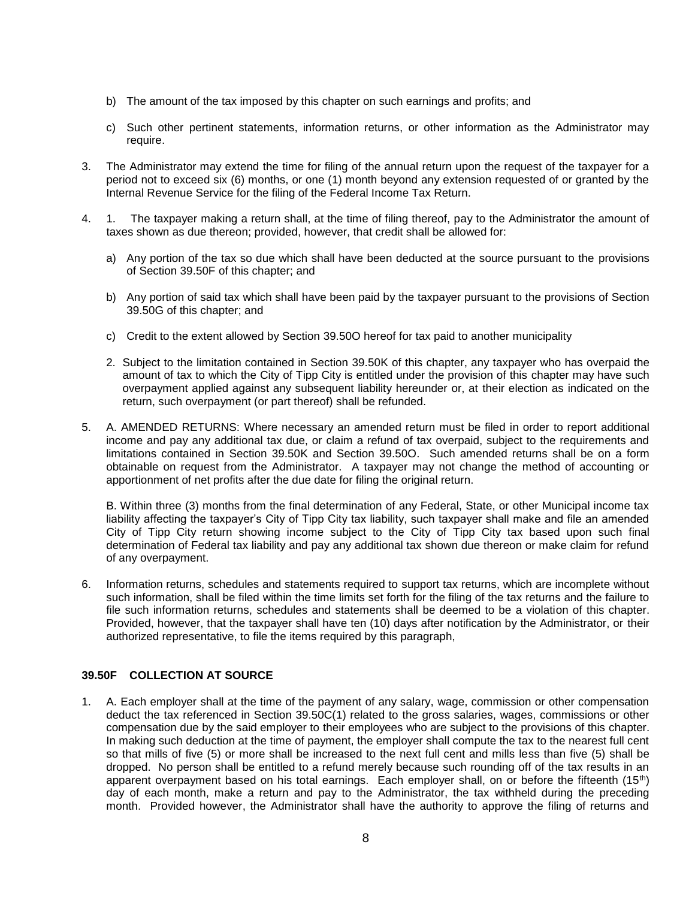b) The amount of the tax imposed by this chapter on such earnings and profits; and

c) Such other pertinent statements, information returns, or other information as the Administrator may require.

3. The Administrator may extend the time for filing of the annual return upon the request of the taxpayer for a period not to exceed six (6) months, or one (1) month beyond any extension requested of or granted by the Internal Revenue Service for the filing of the Federal Income Tax Return.

4. 1. The taxpayer making a return shall, at the time of filing thereof, pay to the Administrator the amount of taxes shown as due thereon; provided, however, that credit shall be allowed for:

   a) Any portion of the tax so due which shall have been deducted at the source pursuant to the provisions of Section 39.50F of this chapter; and

   b) Any portion of said tax which shall have been paid by the taxpayer pursuant to the provisions of Section 39.50G of this chapter; and

   c) Credit to the extent allowed by Section 39.50O hereof for tax paid to another municipality

   2. Subject to the limitation contained in Section 39.50K of this chapter, any taxpayer who has overpaid the amount of tax to which the City of Tipp City is entitled under the provision of this chapter may have such overpayment applied against any subsequent liability hereunder or, at their election as indicated on the return, such overpayment (or part thereof) shall be refunded.

5. A. AMENDED RETURNS: Where necessary an amended return must be filed in order to report additional income and pay any additional tax due, or claim a refund of tax overpaid, subject to the requirements and limitations contained in Section 39.50K and Section 39.50O. Such amended returns shall be on a form obtainable on request from the Administrator. A taxpayer may not change the method of accounting or apportionment of net profits after the due date for filing the original return.

   B. Within three (3) months from the final determination of any Federal, State, or other Municipal income tax liability affecting the taxpayer's City of Tipp City tax liability, such taxpayer shall make and file an amended City of Tipp City return showing income subject to the City of Tipp City tax based upon such final determination of Federal tax liability and pay any additional tax shown due thereon or make claim for refund of any overpayment.

6. Information returns, schedules and statements required to support tax returns, which are incomplete without such information, shall be filed within the time limits set forth for the filing of the tax returns and the failure to file such information returns, schedules and statements shall be deemed to be a violation of this chapter. Provided, however, that the taxpayer shall have ten (10) days after notification by the Administrator, or their authorized representative, to file the items required by this paragraph,

**39.50F COLLECTION AT SOURCE**

1. A. Each employer shall at the time of the payment of any salary, wage, commission or other compensation deduct the tax referenced in Section 39.50C(1) related to the gross salaries, wages, commissions or other compensation due by the said employer to their employees who are subject to the provisions of this chapter. In making such deduction at the time of payment, the employer shall compute the tax to the nearest full cent so that mills of five (5) or more shall be increased to the next full cent and mills less than five (5) shall be dropped. No person shall be entitled to a refund merely because such rounding off of the tax results in an apparent overpayment based on his total earnings. Each employer shall, on or before the fifteenth (15th) day of each month, make a return and pay to the Administrator, the tax withheld during the preceding month. Provided however, the Administrator shall have the authority to approve the filing of returns and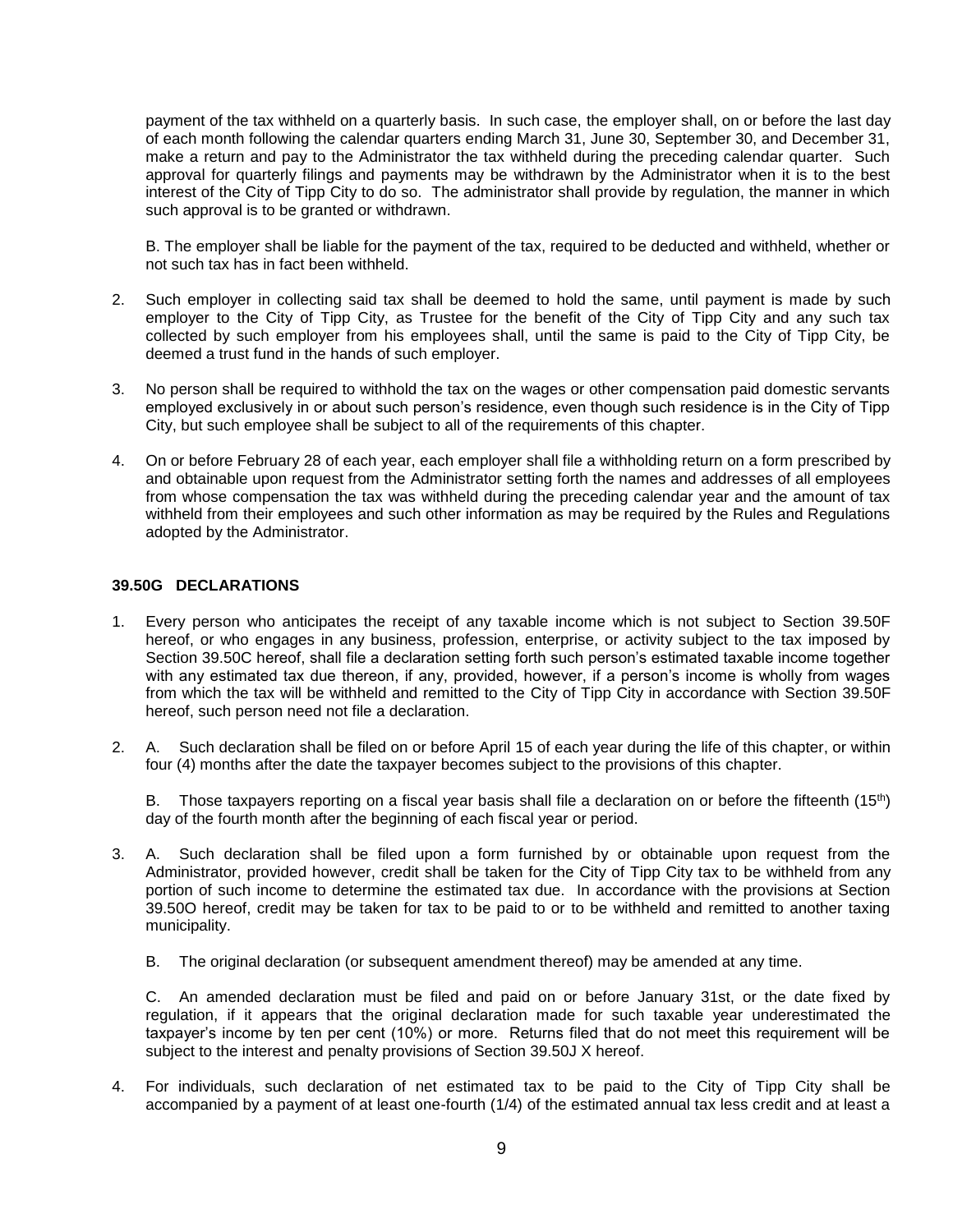payment of the tax withheld on a quarterly basis. In such case, the employer shall, on or before the last day of each month following the calendar quarters ending March 31, June 30, September 30, and December 31, make a return and pay to the Administrator the tax withheld during the preceding calendar quarter. Such approval for quarterly filings and payments may be withdrawn by the Administrator when it is to the best interest of the City of Tipp City to do so. The administrator shall provide by regulation, the manner in which such approval is to be granted or withdrawn.

B. The employer shall be liable for the payment of the tax, required to be deducted and withheld, whether or not such tax has in fact been withheld.

2. Such employer in collecting said tax shall be deemed to hold the same, until payment is made by such employer to the City of Tipp City, as Trustee for the benefit of the City of Tipp City and any such tax collected by such employer from his employees shall, until the same is paid to the City of Tipp City, be deemed a trust fund in the hands of such employer.

3. No person shall be required to withhold the tax on the wages or other compensation paid domestic servants employed exclusively in or about such person's residence, even though such residence is in the City of Tipp City, but such employee shall be subject to all of the requirements of this chapter.

4. On or before February 28 of each year, each employer shall file a withholding return on a form prescribed by and obtainable upon request from the Administrator setting forth the names and addresses of all employees from whose compensation the tax was withheld during the preceding calendar year and the amount of tax withheld from their employees and such other information as may be required by the Rules and Regulations adopted by the Administrator.

### 39.50G DECLARATIONS

1. Every person who anticipates the receipt of any taxable income which is not subject to Section 39.50F hereof, or who engages in any business, profession, enterprise, or activity subject to the tax imposed by Section 39.50C hereof, shall file a declaration setting forth such person's estimated taxable income together with any estimated tax due thereon, if any, provided, however, if a person's income is wholly from wages from which the tax will be withheld and remitted to the City of Tipp City in accordance with Section 39.50F hereof, such person need not file a declaration.

2. A. Such declaration shall be filed on or before April 15 of each year during the life of this chapter, or within four (4) months after the date the taxpayer becomes subject to the provisions of this chapter.

   B. Those taxpayers reporting on a fiscal year basis shall file a declaration on or before the fifteenth (15th) day of the fourth month after the beginning of each fiscal year or period.

3. A. Such declaration shall be filed upon a form furnished by or obtainable upon request from the Administrator, provided however, credit shall be taken for the City of Tipp City tax to be withheld from any portion of such income to determine the estimated tax due. In accordance with the provisions at Section 39.50O hereof, credit may be taken for tax to be paid to or to be withheld and remitted to another taxing municipality.

   B. The original declaration (or subsequent amendment thereof) may be amended at any time.

   C. An amended declaration must be filed and paid on or before January 31st, or the date fixed by regulation, if it appears that the original declaration made for such taxable year underestimated the taxpayer's income by ten per cent (10%) or more. Returns filed that do not meet this requirement will be subject to the interest and penalty provisions of Section 39.50J X hereof.

4. For individuals, such declaration of net estimated tax to be paid to the City of Tipp City shall be accompanied by a payment of at least one-fourth (1/4) of the estimated annual tax less credit and at least a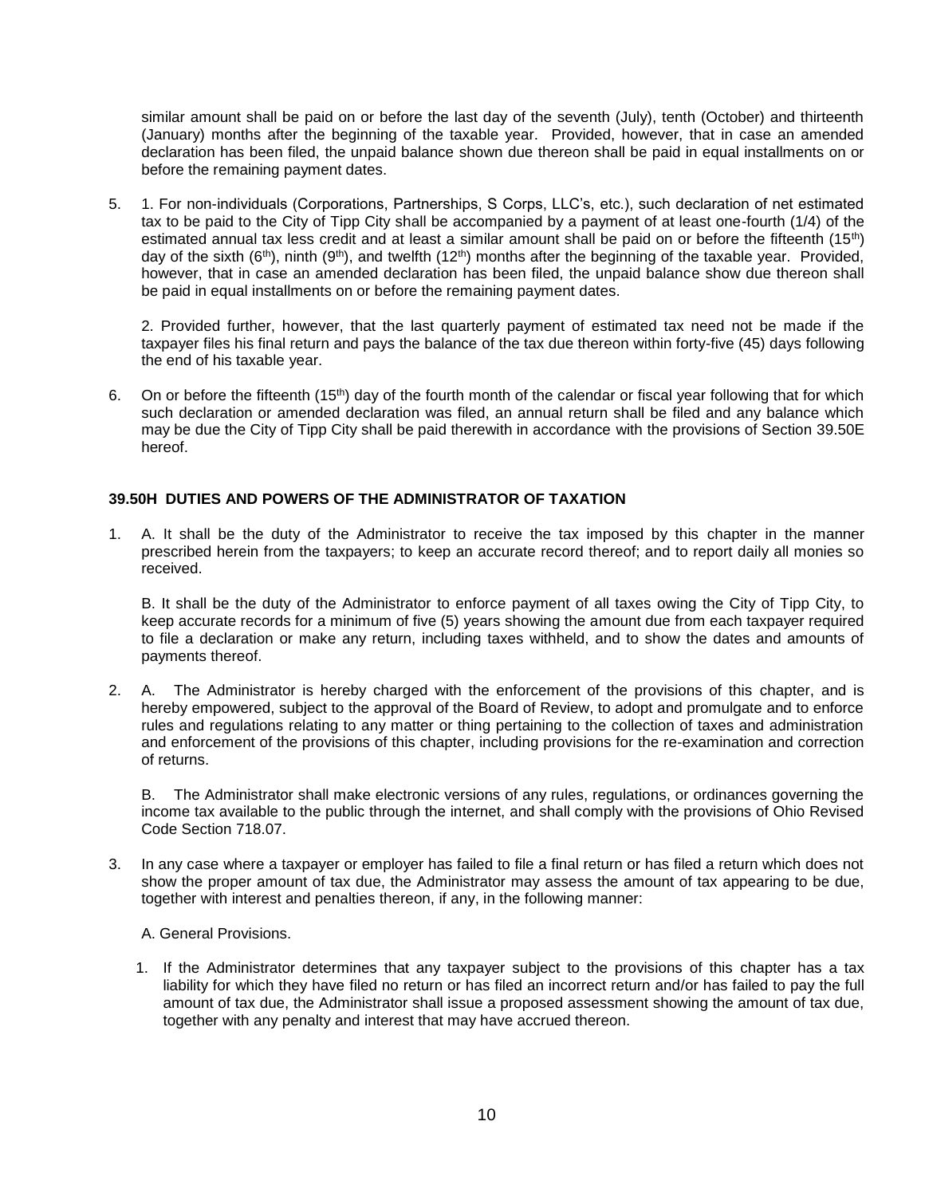similar amount shall be paid on or before the last day of the seventh (July), tenth (October) and thirteenth (January) months after the beginning of the taxable year. Provided, however, that in case an amended declaration has been filed, the unpaid balance shown due thereon shall be paid in equal installments on or before the remaining payment dates.

5. 1. For non-individuals (Corporations, Partnerships, S Corps, LLC's, etc.), such declaration of net estimated tax to be paid to the City of Tipp City shall be accompanied by a payment of at least one-fourth (1/4) of the estimated annual tax less credit and at least a similar amount shall be paid on or before the fifteenth (15th) day of the sixth (6th), ninth (9th), and twelfth (12th) months after the beginning of the taxable year. Provided, however, that in case an amended declaration has been filed, the unpaid balance show due thereon shall be paid in equal installments on or before the remaining payment dates.

   2. Provided further, however, that the last quarterly payment of estimated tax need not be made if the taxpayer files his final return and pays the balance of the tax due thereon within forty-five (45) days following the end of his taxable year.

6. On or before the fifteenth (15th) day of the fourth month of the calendar or fiscal year following that for which such declaration or amended declaration was filed, an annual return shall be filed and any balance which may be due the City of Tipp City shall be paid therewith in accordance with the provisions of Section 39.50E hereof.

### 39.50H DUTIES AND POWERS OF THE ADMINISTRATOR OF TAXATION

1. A. It shall be the duty of the Administrator to receive the tax imposed by this chapter in the manner prescribed herein from the taxpayers; to keep an accurate record thereof; and to report daily all monies so received.

   B. It shall be the duty of the Administrator to enforce payment of all taxes owing the City of Tipp City, to keep accurate records for a minimum of five (5) years showing the amount due from each taxpayer required to file a declaration or make any return, including taxes withheld, and to show the dates and amounts of payments thereof.

2. A. The Administrator is hereby charged with the enforcement of the provisions of this chapter, and is hereby empowered, subject to the approval of the Board of Review, to adopt and promulgate and to enforce rules and regulations relating to any matter or thing pertaining to the collection of taxes and administration and enforcement of the provisions of this chapter, including provisions for the re-examination and correction of returns.

   B. The Administrator shall make electronic versions of any rules, regulations, or ordinances governing the income tax available to the public through the internet, and shall comply with the provisions of Ohio Revised Code Section 718.07.

3. In any case where a taxpayer or employer has failed to file a final return or has filed a return which does not show the proper amount of tax due, the Administrator may assess the amount of tax appearing to be due, together with interest and penalties thereon, if any, in the following manner:

   A. General Provisions.

   1. If the Administrator determines that any taxpayer subject to the provisions of this chapter has a tax liability for which they have filed no return or has filed an incorrect return and/or has failed to pay the full amount of tax due, the Administrator shall issue a proposed assessment showing the amount of tax due, together with any penalty and interest that may have accrued thereon.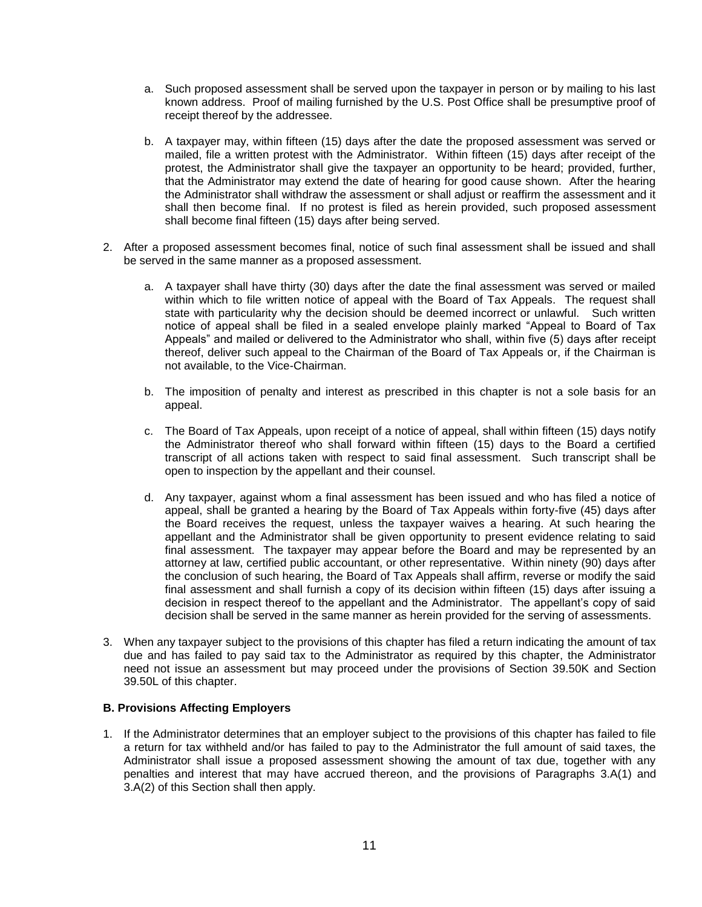a. Such proposed assessment shall be served upon the taxpayer in person or by mailing to his last known address. Proof of mailing furnished by the U.S. Post Office shall be presumptive proof of receipt thereof by the addressee.

b. A taxpayer may, within fifteen (15) days after the date the proposed assessment was served or mailed, file a written protest with the Administrator. Within fifteen (15) days after receipt of the protest, the Administrator shall give the taxpayer an opportunity to be heard; provided, further, that the Administrator may extend the date of hearing for good cause shown. After the hearing the Administrator shall withdraw the assessment or shall adjust or reaffirm the assessment and it shall then become final. If no protest is filed as herein provided, such proposed assessment shall become final fifteen (15) days after being served.

2. After a proposed assessment becomes final, notice of such final assessment shall be issued and shall be served in the same manner as a proposed assessment.

   a. A taxpayer shall have thirty (30) days after the date the final assessment was served or mailed within which to file written notice of appeal with the Board of Tax Appeals. The request shall state with particularity why the decision should be deemed incorrect or unlawful. Such written notice of appeal shall be filed in a sealed envelope plainly marked "Appeal to Board of Tax Appeals" and mailed or delivered to the Administrator who shall, within five (5) days after receipt thereof, deliver such appeal to the Chairman of the Board of Tax Appeals or, if the Chairman is not available, to the Vice-Chairman.

   b. The imposition of penalty and interest as prescribed in this chapter is not a sole basis for an appeal.

   c. The Board of Tax Appeals, upon receipt of a notice of appeal, shall within fifteen (15) days notify the Administrator thereof who shall forward within fifteen (15) days to the Board a certified transcript of all actions taken with respect to said final assessment. Such transcript shall be open to inspection by the appellant and their counsel.

   d. Any taxpayer, against whom a final assessment has been issued and who has filed a notice of appeal, shall be granted a hearing by the Board of Tax Appeals within forty-five (45) days after the Board receives the request, unless the taxpayer waives a hearing. At such hearing the appellant and the Administrator shall be given opportunity to present evidence relating to said final assessment. The taxpayer may appear before the Board and may be represented by an attorney at law, certified public accountant, or other representative. Within ninety (90) days after the conclusion of such hearing, the Board of Tax Appeals shall affirm, reverse or modify the said final assessment and shall furnish a copy of its decision within fifteen (15) days after issuing a decision in respect thereof to the appellant and the Administrator. The appellant's copy of said decision shall be served in the same manner as herein provided for the serving of assessments.

3. When any taxpayer subject to the provisions of this chapter has filed a return indicating the amount of tax due and has failed to pay said tax to the Administrator as required by this chapter, the Administrator need not issue an assessment but may proceed under the provisions of Section 39.50K and Section 39.50L of this chapter.

**B. Provisions Affecting Employers**

1. If the Administrator determines that an employer subject to the provisions of this chapter has failed to file a return for tax withheld and/or has failed to pay to the Administrator the full amount of said taxes, the Administrator shall issue a proposed assessment showing the amount of tax due, together with any penalties and interest that may have accrued thereon, and the provisions of Paragraphs 3.A(1) and 3.A(2) of this Section shall then apply.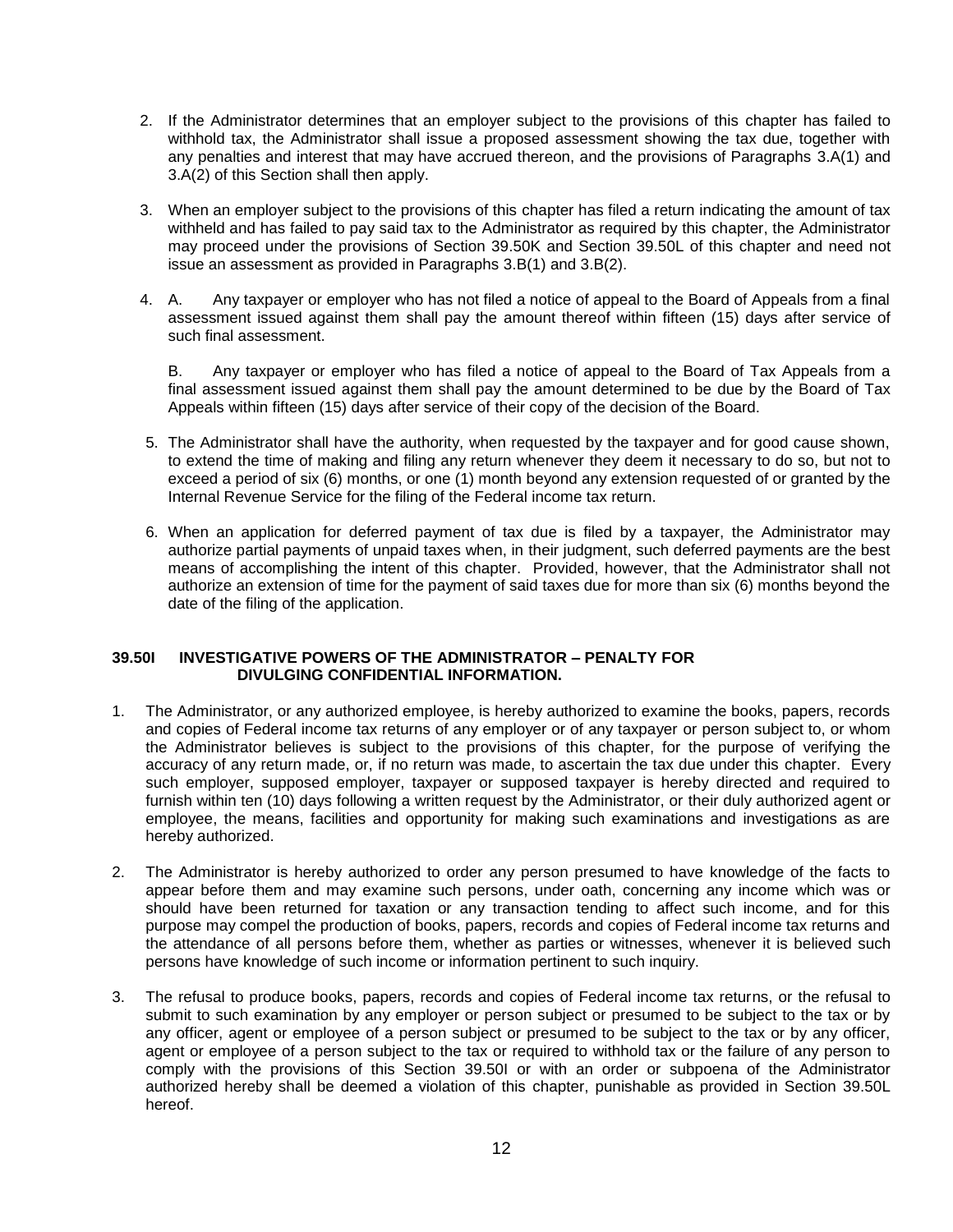2. If the Administrator determines that an employer subject to the provisions of this chapter has failed to withhold tax, the Administrator shall issue a proposed assessment showing the tax due, together with any penalties and interest that may have accrued thereon, and the provisions of Paragraphs 3.A(1) and 3.A(2) of this Section shall then apply.

3. When an employer subject to the provisions of this chapter has filed a return indicating the amount of tax withheld and has failed to pay said tax to the Administrator as required by this chapter, the Administrator may proceed under the provisions of Section 39.50K and Section 39.50L of this chapter and need not issue an assessment as provided in Paragraphs 3.B(1) and 3.B(2).

4. A. Any taxpayer or employer who has not filed a notice of appeal to the Board of Appeals from a final assessment issued against them shall pay the amount thereof within fifteen (15) days after service of such final assessment.

   B. Any taxpayer or employer who has filed a notice of appeal to the Board of Tax Appeals from a final assessment issued against them shall pay the amount determined to be due by the Board of Tax Appeals within fifteen (15) days after service of their copy of the decision of the Board.

5. The Administrator shall have the authority, when requested by the taxpayer and for good cause shown, to extend the time of making and filing any return whenever they deem it necessary to do so, but not to exceed a period of six (6) months, or one (1) month beyond any extension requested of or granted by the Internal Revenue Service for the filing of the Federal income tax return.

6. When an application for deferred payment of tax due is filed by a taxpayer, the Administrator may authorize partial payments of unpaid taxes when, in their judgment, such deferred payments are the best means of accomplishing the intent of this chapter. Provided, however, that the Administrator shall not authorize an extension of time for the payment of said taxes due for more than six (6) months beyond the date of the filing of the application.

**39.50I INVESTIGATIVE POWERS OF THE ADMINISTRATOR – PENALTY FOR DIVULGING CONFIDENTIAL INFORMATION.**

1. The Administrator, or any authorized employee, is hereby authorized to examine the books, papers, records and copies of Federal income tax returns of any employer or of any taxpayer or person subject to, or whom the Administrator believes is subject to the provisions of this chapter, for the purpose of verifying the accuracy of any return made, or, if no return was made, to ascertain the tax due under this chapter. Every such employer, supposed employer, taxpayer or supposed taxpayer is hereby directed and required to furnish within ten (10) days following a written request by the Administrator, or their duly authorized agent or employee, the means, facilities and opportunity for making such examinations and investigations as are hereby authorized.

2. The Administrator is hereby authorized to order any person presumed to have knowledge of the facts to appear before them and may examine such persons, under oath, concerning any income which was or should have been returned for taxation or any transaction tending to affect such income, and for this purpose may compel the production of books, papers, records and copies of Federal income tax returns and the attendance of all persons before them, whether as parties or witnesses, whenever it is believed such persons have knowledge of such income or information pertinent to such inquiry.

3. The refusal to produce books, papers, records and copies of Federal income tax returns, or the refusal to submit to such examination by any employer or person subject or presumed to be subject to the tax or by any officer, agent or employee of a person subject or presumed to be subject to the tax or by any officer, agent or employee of a person subject to the tax or required to withhold tax or the failure of any person to comply with the provisions of this Section 39.50I or with an order or subpoena of the Administrator authorized hereby shall be deemed a violation of this chapter, punishable as provided in Section 39.50L hereof.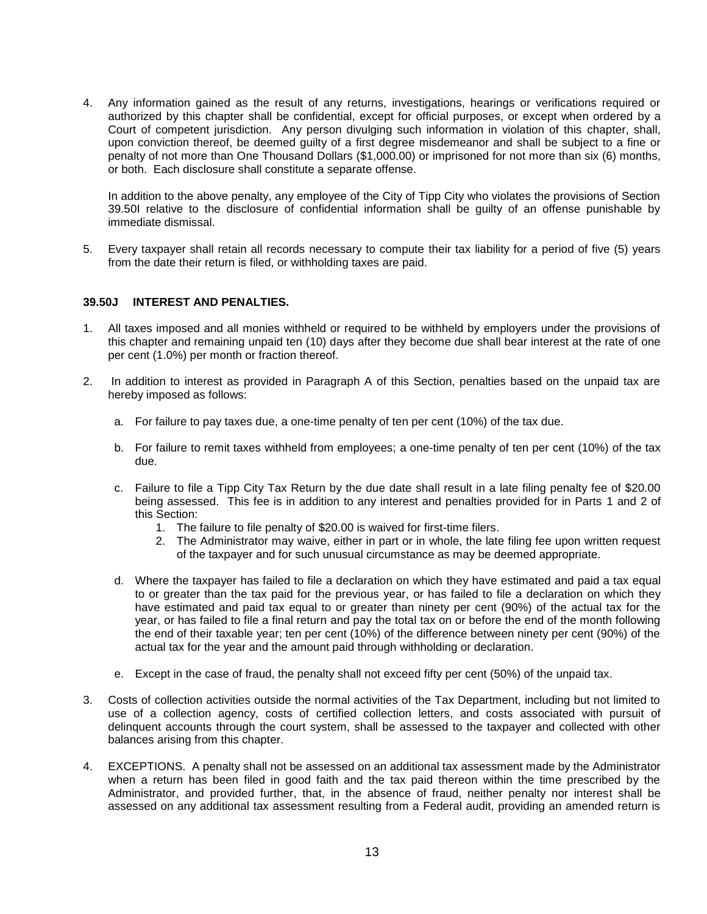4. Any information gained as the result of any returns, investigations, hearings or verifications required or authorized by this chapter shall be confidential, except for official purposes, or except when ordered by a Court of competent jurisdiction. Any person divulging such information in violation of this chapter, shall, upon conviction thereof, be deemed guilty of a first degree misdemeanor and shall be subject to a fine or penalty of not more than One Thousand Dollars ($1,000.00) or imprisoned for not more than six (6) months, or both. Each disclosure shall constitute a separate offense.

   In addition to the above penalty, any employee of the City of Tipp City who violates the provisions of Section 39.50I relative to the disclosure of confidential information shall be guilty of an offense punishable by immediate dismissal.

5. Every taxpayer shall retain all records necessary to compute their tax liability for a period of five (5) years from the date their return is filed, or withholding taxes are paid.

**39.50J INTEREST AND PENALTIES.**

1. All taxes imposed and all monies withheld or required to be withheld by employers under the provisions of this chapter and remaining unpaid ten (10) days after they become due shall bear interest at the rate of one per cent (1.0%) per month or fraction thereof.

2. In addition to interest as provided in Paragraph A of this Section, penalties based on the unpaid tax are hereby imposed as follows:

   a. For failure to pay taxes due, a one-time penalty of ten per cent (10%) of the tax due.

   b. For failure to remit taxes withheld from employees; a one-time penalty of ten per cent (10%) of the tax due.

   c. Failure to file a Tipp City Tax Return by the due date shall result in a late filing penalty fee of $20.00 being assessed. This fee is in addition to any interest and penalties provided for in Parts 1 and 2 of this Section:
      1. The failure to file penalty of $20.00 is waived for first-time filers.
      2. The Administrator may waive, either in part or in whole, the late filing fee upon written request of the taxpayer and for such unusual circumstance as may be deemed appropriate.

   d. Where the taxpayer has failed to file a declaration on which they have estimated and paid a tax equal to or greater than the tax paid for the previous year, or has failed to file a declaration on which they have estimated and paid tax equal to or greater than ninety per cent (90%) of the actual tax for the year, or has failed to file a final return and pay the total tax on or before the end of the month following the end of their taxable year; ten per cent (10%) of the difference between ninety per cent (90%) of the actual tax for the year and the amount paid through withholding or declaration.

   e. Except in the case of fraud, the penalty shall not exceed fifty per cent (50%) of the unpaid tax.

3. Costs of collection activities outside the normal activities of the Tax Department, including but not limited to use of a collection agency, costs of certified collection letters, and costs associated with pursuit of delinquent accounts through the court system, shall be assessed to the taxpayer and collected with other balances arising from this chapter.

4. EXCEPTIONS. A penalty shall not be assessed on an additional tax assessment made by the Administrator when a return has been filed in good faith and the tax paid thereon within the time prescribed by the Administrator, and provided further, that, in the absence of fraud, neither penalty nor interest shall be assessed on any additional tax assessment resulting from a Federal audit, providing an amended return is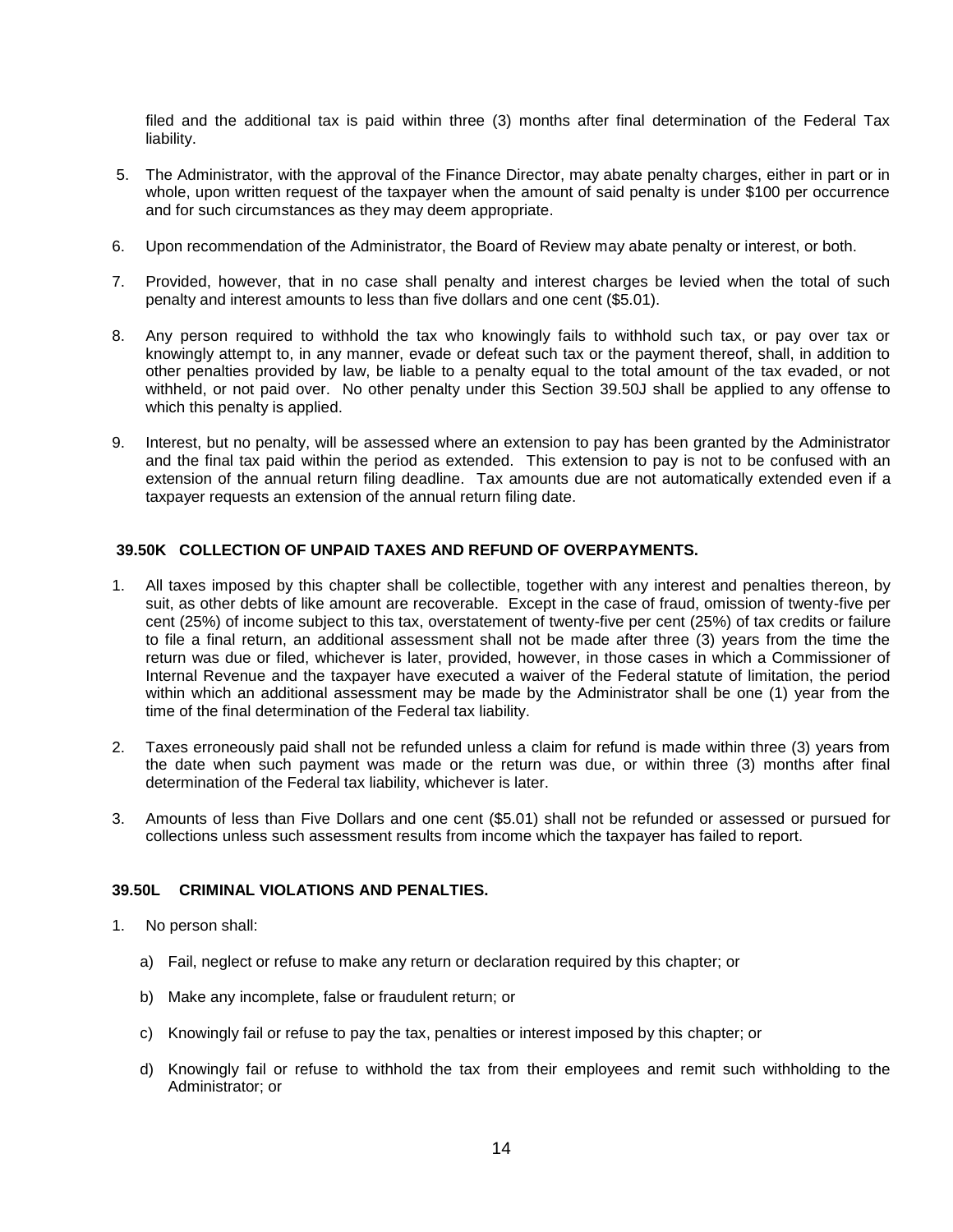filed and the additional tax is paid within three (3) months after final determination of the Federal Tax liability.

5. The Administrator, with the approval of the Finance Director, may abate penalty charges, either in part or in whole, upon written request of the taxpayer when the amount of said penalty is under $100 per occurrence and for such circumstances as they may deem appropriate.

6. Upon recommendation of the Administrator, the Board of Review may abate penalty or interest, or both.

7. Provided, however, that in no case shall penalty and interest charges be levied when the total of such penalty and interest amounts to less than five dollars and one cent ($5.01).

8. Any person required to withhold the tax who knowingly fails to withhold such tax, or pay over tax or knowingly attempt to, in any manner, evade or defeat such tax or the payment thereof, shall, in addition to other penalties provided by law, be liable to a penalty equal to the total amount of the tax evaded, or not withheld, or not paid over. No other penalty under this Section 39.50J shall be applied to any offense to which this penalty is applied.

9. Interest, but no penalty, will be assessed where an extension to pay has been granted by the Administrator and the final tax paid within the period as extended. This extension to pay is not to be confused with an extension of the annual return filing deadline. Tax amounts due are not automatically extended even if a taxpayer requests an extension of the annual return filing date.

### 39.50K COLLECTION OF UNPAID TAXES AND REFUND OF OVERPAYMENTS.

1. All taxes imposed by this chapter shall be collectible, together with any interest and penalties thereon, by suit, as other debts of like amount are recoverable. Except in the case of fraud, omission of twenty-five per cent (25%) of income subject to this tax, overstatement of twenty-five per cent (25%) of tax credits or failure to file a final return, an additional assessment shall not be made after three (3) years from the time the return was due or filed, whichever is later, provided, however, in those cases in which a Commissioner of Internal Revenue and the taxpayer have executed a waiver of the Federal statute of limitation, the period within which an additional assessment may be made by the Administrator shall be one (1) year from the time of the final determination of the Federal tax liability.

2. Taxes erroneously paid shall not be refunded unless a claim for refund is made within three (3) years from the date when such payment was made or the return was due, or within three (3) months after final determination of the Federal tax liability, whichever is later.

3. Amounts of less than Five Dollars and one cent ($5.01) shall not be refunded or assessed or pursued for collections unless such assessment results from income which the taxpayer has failed to report.

### 39.50L CRIMINAL VIOLATIONS AND PENALTIES.

1. No person shall:

   a) Fail, neglect or refuse to make any return or declaration required by this chapter; or

   b) Make any incomplete, false or fraudulent return; or

   c) Knowingly fail or refuse to pay the tax, penalties or interest imposed by this chapter; or

   d) Knowingly fail or refuse to withhold the tax from their employees and remit such withholding to the Administrator; or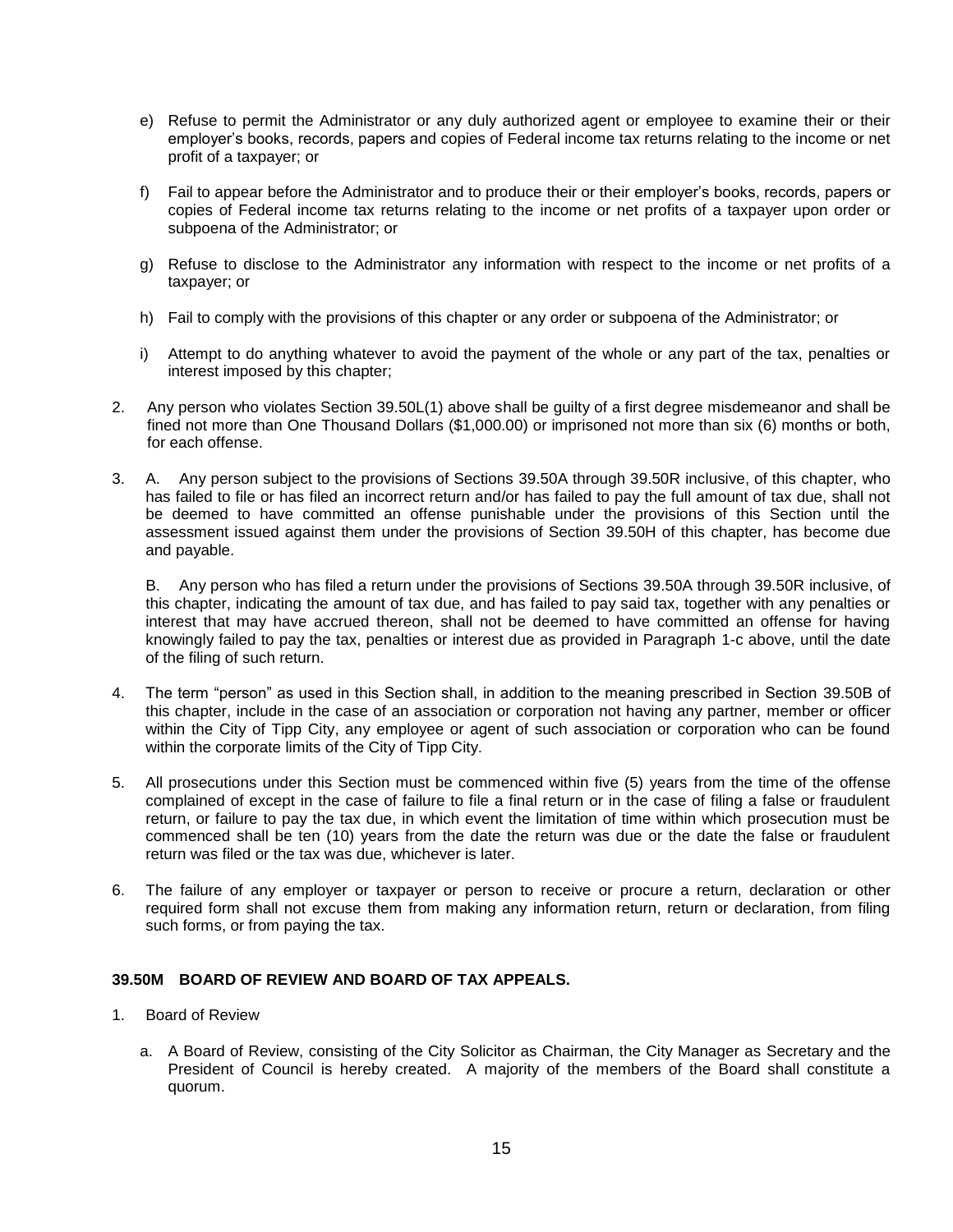e) Refuse to permit the Administrator or any duly authorized agent or employee to examine their or their employer's books, records, papers and copies of Federal income tax returns relating to the income or net profit of a taxpayer; or

f) Fail to appear before the Administrator and to produce their or their employer's books, records, papers or copies of Federal income tax returns relating to the income or net profits of a taxpayer upon order or subpoena of the Administrator; or

g) Refuse to disclose to the Administrator any information with respect to the income or net profits of a taxpayer; or

h) Fail to comply with the provisions of this chapter or any order or subpoena of the Administrator; or

i) Attempt to do anything whatever to avoid the payment of the whole or any part of the tax, penalties or interest imposed by this chapter;

2. Any person who violates Section 39.50L(1) above shall be guilty of a first degree misdemeanor and shall be fined not more than One Thousand Dollars ($1,000.00) or imprisoned not more than six (6) months or both, for each offense.

3. A. Any person subject to the provisions of Sections 39.50A through 39.50R inclusive, of this chapter, who has failed to file or has filed an incorrect return and/or has failed to pay the full amount of tax due, shall not be deemed to have committed an offense punishable under the provisions of this Section until the assessment issued against them under the provisions of Section 39.50H of this chapter, has become due and payable.

   B. Any person who has filed a return under the provisions of Sections 39.50A through 39.50R inclusive, of this chapter, indicating the amount of tax due, and has failed to pay said tax, together with any penalties or interest that may have accrued thereon, shall not be deemed to have committed an offense for having knowingly failed to pay the tax, penalties or interest due as provided in Paragraph 1-c above, until the date of the filing of such return.

4. The term "person" as used in this Section shall, in addition to the meaning prescribed in Section 39.50B of this chapter, include in the case of an association or corporation not having any partner, member or officer within the City of Tipp City, any employee or agent of such association or corporation who can be found within the corporate limits of the City of Tipp City.

5. All prosecutions under this Section must be commenced within five (5) years from the time of the offense complained of except in the case of failure to file a final return or in the case of filing a false or fraudulent return, or failure to pay the tax due, in which event the limitation of time within which prosecution must be commenced shall be ten (10) years from the date the return was due or the date the false or fraudulent return was filed or the tax was due, whichever is later.

6. The failure of any employer or taxpayer or person to receive or procure a return, declaration or other required form shall not excuse them from making any information return, return or declaration, from filing such forms, or from paying the tax.

### 39.50M BOARD OF REVIEW AND BOARD OF TAX APPEALS.

1. Board of Review

   a. A Board of Review, consisting of the City Solicitor as Chairman, the City Manager as Secretary and the President of Council is hereby created. A majority of the members of the Board shall constitute a quorum.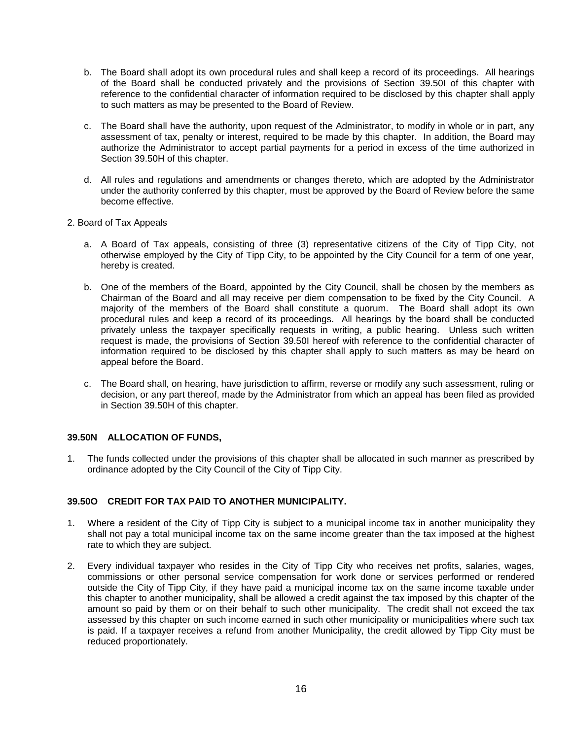b. The Board shall adopt its own procedural rules and shall keep a record of its proceedings. All hearings of the Board shall be conducted privately and the provisions of Section 39.50I of this chapter with reference to the confidential character of information required to be disclosed by this chapter shall apply to such matters as may be presented to the Board of Review.

c. The Board shall have the authority, upon request of the Administrator, to modify in whole or in part, any assessment of tax, penalty or interest, required to be made by this chapter. In addition, the Board may authorize the Administrator to accept partial payments for a period in excess of the time authorized in Section 39.50H of this chapter.

d. All rules and regulations and amendments or changes thereto, which are adopted by the Administrator under the authority conferred by this chapter, must be approved by the Board of Review before the same become effective.

2. Board of Tax Appeals

a. A Board of Tax appeals, consisting of three (3) representative citizens of the City of Tipp City, not otherwise employed by the City of Tipp City, to be appointed by the City Council for a term of one year, hereby is created.

b. One of the members of the Board, appointed by the City Council, shall be chosen by the members as Chairman of the Board and all may receive per diem compensation to be fixed by the City Council. A majority of the members of the Board shall constitute a quorum. The Board shall adopt its own procedural rules and keep a record of its proceedings. All hearings by the board shall be conducted privately unless the taxpayer specifically requests in writing, a public hearing. Unless such written request is made, the provisions of Section 39.50I hereof with reference to the confidential character of information required to be disclosed by this chapter shall apply to such matters as may be heard on appeal before the Board.

c. The Board shall, on hearing, have jurisdiction to affirm, reverse or modify any such assessment, ruling or decision, or any part thereof, made by the Administrator from which an appeal has been filed as provided in Section 39.50H of this chapter.

**39.50N ALLOCATION OF FUNDS,**

1. The funds collected under the provisions of this chapter shall be allocated in such manner as prescribed by ordinance adopted by the City Council of the City of Tipp City.

**39.50O CREDIT FOR TAX PAID TO ANOTHER MUNICIPALITY.**

1. Where a resident of the City of Tipp City is subject to a municipal income tax in another municipality they shall not pay a total municipal income tax on the same income greater than the tax imposed at the highest rate to which they are subject.

2. Every individual taxpayer who resides in the City of Tipp City who receives net profits, salaries, wages, commissions or other personal service compensation for work done or services performed or rendered outside the City of Tipp City, if they have paid a municipal income tax on the same income taxable under this chapter to another municipality, shall be allowed a credit against the tax imposed by this chapter of the amount so paid by them or on their behalf to such other municipality. The credit shall not exceed the tax assessed by this chapter on such income earned in such other municipality or municipalities where such tax is paid. If a taxpayer receives a refund from another Municipality, the credit allowed by Tipp City must be reduced proportionately.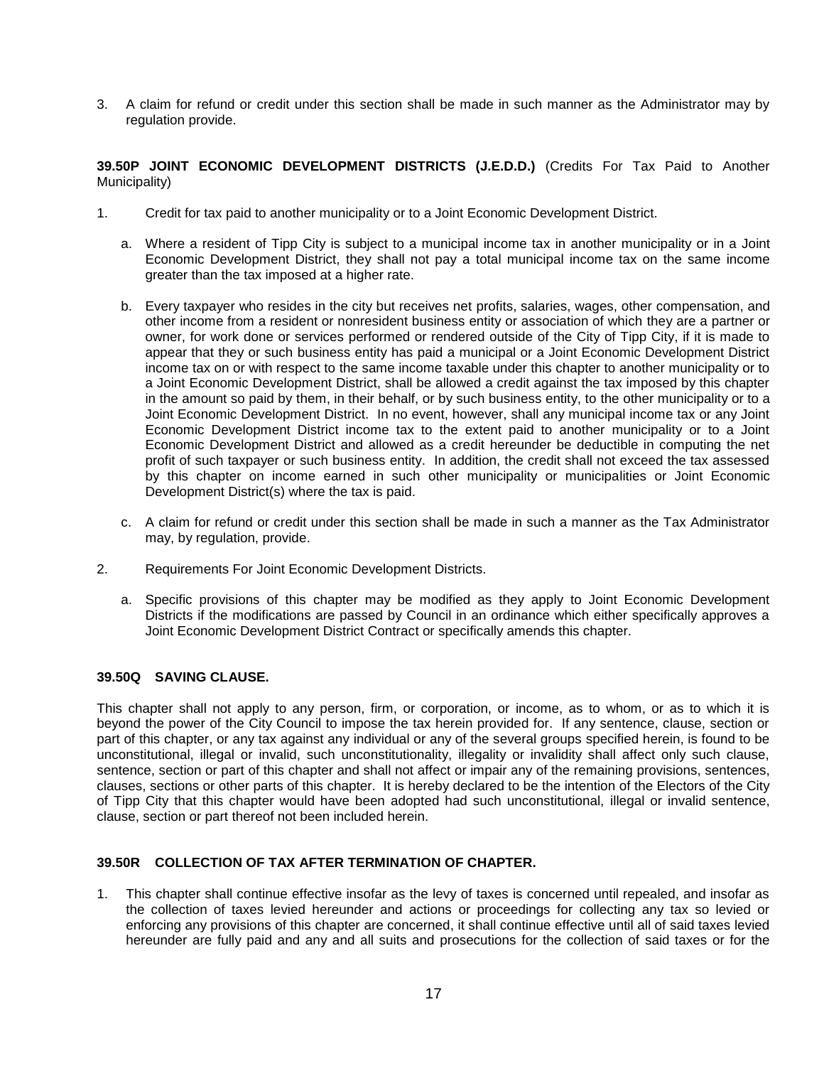3. A claim for refund or credit under this section shall be made in such manner as the Administrator may by regulation provide.

**39.50P JOINT ECONOMIC DEVELOPMENT DISTRICTS (J.E.D.D.)** (Credits For Tax Paid to Another Municipality)

1. Credit for tax paid to another municipality or to a Joint Economic Development District.

   a. Where a resident of Tipp City is subject to a municipal income tax in another municipality or in a Joint Economic Development District, they shall not pay a total municipal income tax on the same income greater than the tax imposed at a higher rate.

   b. Every taxpayer who resides in the city but receives net profits, salaries, wages, other compensation, and other income from a resident or nonresident business entity or association of which they are a partner or owner, for work done or services performed or rendered outside of the City of Tipp City, if it is made to appear that they or such business entity has paid a municipal or a Joint Economic Development District income tax on or with respect to the same income taxable under this chapter to another municipality or to a Joint Economic Development District, shall be allowed a credit against the tax imposed by this chapter in the amount so paid by them, in their behalf, or by such business entity, to the other municipality or to a Joint Economic Development District. In no event, however, shall any municipal income tax or any Joint Economic Development District income tax to the extent paid to another municipality or to a Joint Economic Development District and allowed as a credit hereunder be deductible in computing the net profit of such taxpayer or such business entity. In addition, the credit shall not exceed the tax assessed by this chapter on income earned in such other municipality or municipalities or Joint Economic Development District(s) where the tax is paid.

   c. A claim for refund or credit under this section shall be made in such a manner as the Tax Administrator may, by regulation, provide.

2. Requirements For Joint Economic Development Districts.

   a. Specific provisions of this chapter may be modified as they apply to Joint Economic Development Districts if the modifications are passed by Council in an ordinance which either specifically approves a Joint Economic Development District Contract or specifically amends this chapter.

**39.50Q SAVING CLAUSE.**

This chapter shall not apply to any person, firm, or corporation, or income, as to whom, or as to which it is beyond the power of the City Council to impose the tax herein provided for. If any sentence, clause, section or part of this chapter, or any tax against any individual or any of the several groups specified herein, is found to be unconstitutional, illegal or invalid, such unconstitutionality, illegality or invalidity shall affect only such clause, sentence, section or part of this chapter and shall not affect or impair any of the remaining provisions, sentences, clauses, sections or other parts of this chapter. It is hereby declared to be the intention of the Electors of the City of Tipp City that this chapter would have been adopted had such unconstitutional, illegal or invalid sentence, clause, section or part thereof not been included herein.

**39.50R COLLECTION OF TAX AFTER TERMINATION OF CHAPTER.**

1. This chapter shall continue effective insofar as the levy of taxes is concerned until repealed, and insofar as the collection of taxes levied hereunder and actions or proceedings for collecting any tax so levied or enforcing any provisions of this chapter are concerned, it shall continue effective until all of said taxes levied hereunder are fully paid and any and all suits and prosecutions for the collection of said taxes or for the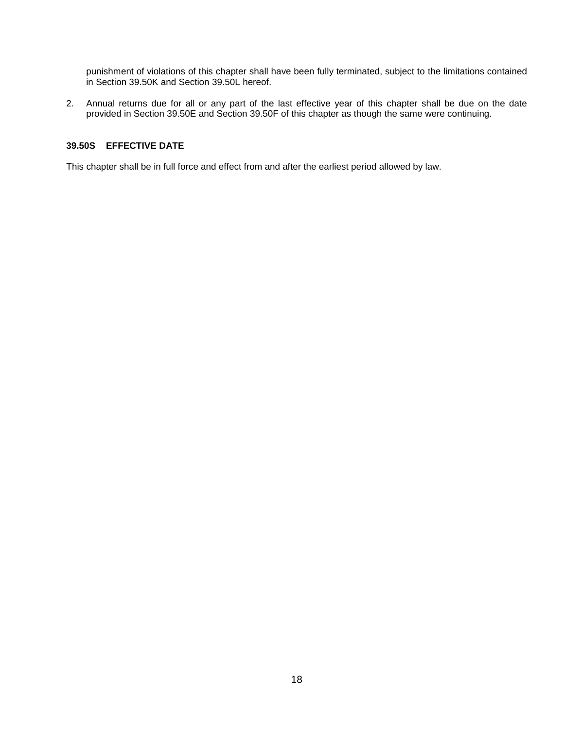punishment of violations of this chapter shall have been fully terminated, subject to the limitations contained in Section 39.50K and Section 39.50L hereof.

2. Annual returns due for all or any part of the last effective year of this chapter shall be due on the date provided in Section 39.50E and Section 39.50F of this chapter as though the same were continuing.

**39.50S EFFECTIVE DATE**

This chapter shall be in full force and effect from and after the earliest period allowed by law.